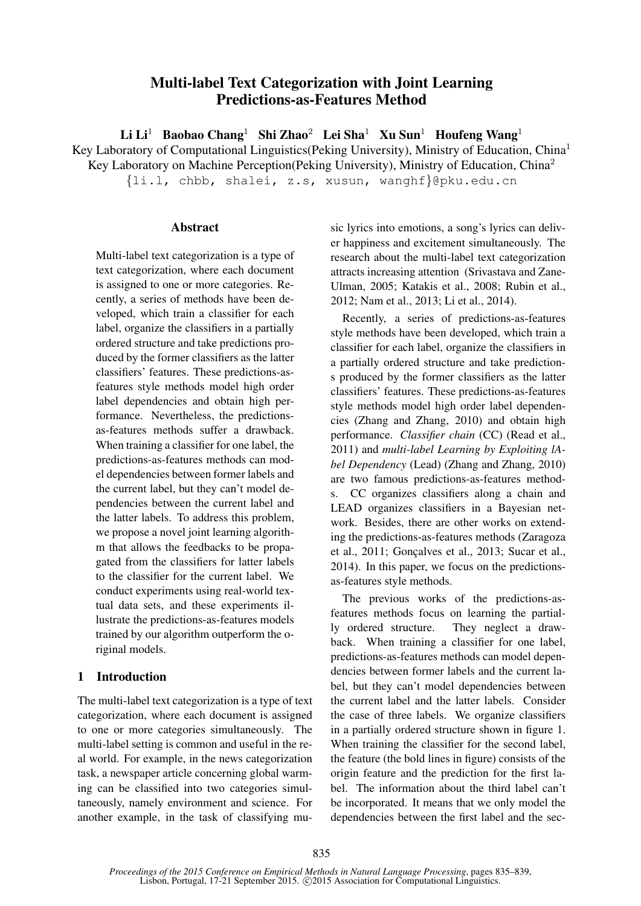# Multi-label Text Categorization with Joint Learning Predictions-as-Features Method

**Li Li**[1] **Baobao Chang**[1] **Shi Zhao**[2] **Lei Sha**[1] **Xu Sun**[1] **Houfeng Wang**[1]

Key Laboratory of Computational Linguistics(Peking University), Ministry of Education, China[1]

Key Laboratory on Machine Perception(Peking University), Ministry of Education, China[2]

{li.l, chbb, shalei, z.s, xusun, wanghf}@pku.edu.cn

## Abstract

Multi-label text categorization is a type of text categorization, where each document is assigned to one or more categories. Recently, a series of methods have been developed, which train a classifier for each label, organize the classifiers in a partially ordered structure and take predictions produced by the former classifiers as the latter classifiers' features. These predictions-as-features style methods model high order label dependencies and obtain high performance. Nevertheless, the predictions-as-features methods suffer a drawback. When training a classifier for one label, the predictions-as-features methods can model dependencies between former labels and the current label, but they can't model dependencies between the current label and the latter labels. To address this problem, we propose a novel joint learning algorithm that allows the feedbacks to be propagated from the classifiers for latter labels to the classifier for the current label. We conduct experiments using real-world textual data sets, and these experiments illustrate the predictions-as-features models trained by our algorithm outperform the original models.

## 1 Introduction

The multi-label text categorization is a type of text categorization, where each document is assigned to one or more categories simultaneously. The multi-label setting is common and useful in the real world. For example, in the news categorization task, a newspaper article concerning global warming can be classified into two categories simultaneously, namely environment and science. For another example, in the task of classifying music lyrics into emotions, a song's lyrics can deliver happiness and excitement simultaneously. The research about the multi-label text categorization attracts increasing attention (Srivastava and Zane-Ulman, 2005; Katakis et al., 2008; Rubin et al., 2012; Nam et al., 2013; Li et al., 2014).

Recently, a series of predictions-as-features style methods have been developed, which train a classifier for each label, organize the classifiers in a partially ordered structure and take predictions produced by the former classifiers as the latter classifiers' features. These predictions-as-features style methods model high order label dependencies (Zhang and Zhang, 2010) and obtain high performance. *Classifier chain* (CC) (Read et al., 2011) and *multi-label Learning by Exploiting lAbel Dependency* (Lead) (Zhang and Zhang, 2010) are two famous predictions-as-features methods. CC organizes classifiers along a chain and LEAD organizes classifiers in a Bayesian network. Besides, there are other works on extending the predictions-as-features methods (Zaragoza et al., 2011; Gonçalves et al., 2013; Sucar et al., 2014). In this paper, we focus on the predictions-as-features style methods.

The previous works of the predictions-as-features methods focus on learning the partially ordered structure. They neglect a drawback. When training a classifier for one label, predictions-as-features methods can model dependencies between former labels and the current label, but they can't model dependencies between the current label and the latter labels. Consider the case of three labels. We organize classifiers in a partially ordered structure shown in figure 1. When training the classifier for the second label, the feature (the bold lines in figure) consists of the origin feature and the prediction for the first label. The information about the third label can't be incorporated. It means that we only model the dependencies between the first label and the sec-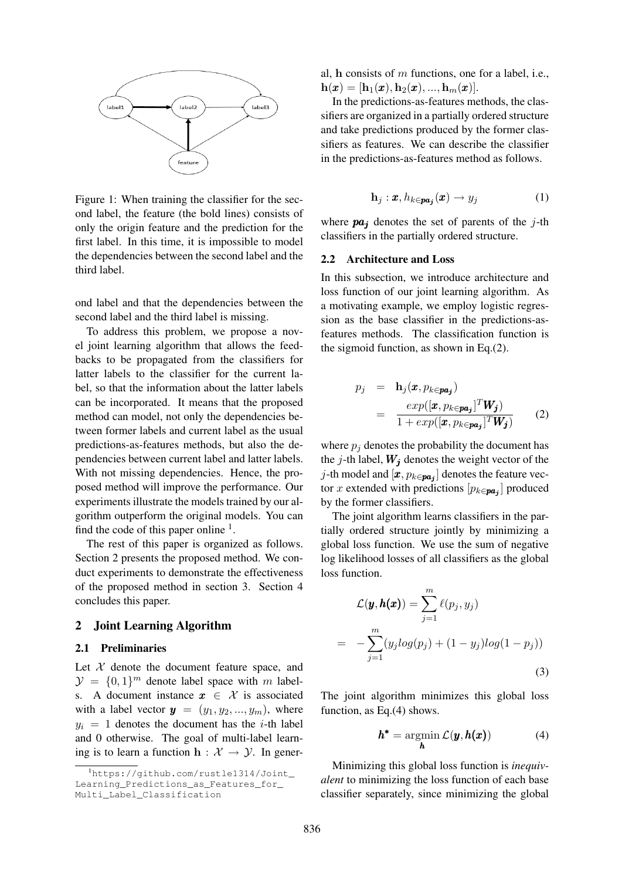Figure 1: When training the classifier for the second label, the feature (the bold lines) consists of only the origin feature and the prediction for the first label. In this time, it is impossible to model the dependencies between the second label and the third label.

ond label and that the dependencies between the second label and the third label is missing.

To address this problem, we propose a novel joint learning algorithm that allows the feedbacks to be propagated from the classifiers for latter labels to the classifier for the current label, so that the information about the latter labels can be incorporated. It means that the proposed method can model, not only the dependencies between former labels and current label as the usual predictions-as-features methods, but also the dependencies between current label and latter labels. With not missing dependencies. Hence, the proposed method will improve the performance. Our experiments illustrate the models trained by our algorithm outperform the original models. You can find the code of this paper online [1].

The rest of this paper is organized as follows. Section 2 presents the proposed method. We conduct experiments to demonstrate the effectiveness of the proposed method in section 3. Section 4 concludes this paper.

## 2 Joint Learning Algorithm

### 2.1 Preliminaries

Let $\mathcal{X}$ denote the document feature space, and $\mathcal{Y} = \{0, 1\}^m$ denote label space with $m$ labels. A document instance $\boldsymbol{x} \in \mathcal{X}$ is associated with a label vector $\boldsymbol{y} = (y_1, y_2, ..., y_m)$, where $y_i = 1$ denotes the document has the $i$-th label and 0 otherwise. The goal of multi-label learning is to learn a function $\mathbf{h} : \mathcal{X} \to \mathcal{Y}$. In general, $\mathbf{h}$ consists of $m$ functions, one for a label, i.e., $\mathbf{h}(\boldsymbol{x}) = [\mathbf{h}_1(\boldsymbol{x}), \mathbf{h}_2(\boldsymbol{x}), ..., \mathbf{h}_m(\boldsymbol{x})]$.

In the predictions-as-features methods, the classifiers are organized in a partially ordered structure and take predictions produced by the former classifiers as features. We can describe the classifier in the predictions-as-features method as follows.

$$\mathbf{h}_j : \boldsymbol{x}, h_{k \in \boldsymbol{pa_j}}(\boldsymbol{x}) \to y_j \tag{1}$$

where $\boldsymbol{pa_j}$ denotes the set of parents of the $j$-th classifiers in the partially ordered structure.

### 2.2 Architecture and Loss

In this subsection, we introduce architecture and loss function of our joint learning algorithm. As a motivating example, we employ logistic regression as the base classifier in the predictions-as-features methods. The classification function is the sigmoid function, as shown in Eq.(2).

$$\begin{aligned} p_j &= \mathbf{h}_j(\boldsymbol{x}, p_{k \in \boldsymbol{pa_j}}) \\ &= \frac{exp([\boldsymbol{x}, p_{k \in \boldsymbol{pa_j}}]^T \boldsymbol{W_j})}{1 + exp([\boldsymbol{x}, p_{k \in \boldsymbol{pa_j}}]^T \boldsymbol{W_j})} \end{aligned} \tag{2}$$

where $p_j$ denotes the probability the document has the $j$-th label, $\boldsymbol{W_j}$ denotes the weight vector of the $j$-th model and $[\boldsymbol{x}, p_{k \in \boldsymbol{pa_j}}]$ denotes the feature vector $x$ extended with predictions $[p_{k \in \boldsymbol{pa_j}}]$ produced by the former classifiers.

The joint algorithm learns classifiers in the partially ordered structure jointly by minimizing a global loss function. We use the sum of negative log likelihood losses of all classifiers as the global loss function.

$$\begin{aligned} \mathcal{L}(\boldsymbol{y}, \boldsymbol{h}(\boldsymbol{x})) &= \sum_{j=1}^{m} \ell(p_j, y_j) \\ &= -\sum_{j=1}^{m} (y_j log(p_j) + (1 - y_j) log(1 - p_j)) \end{aligned} \tag{3}$$

The joint algorithm minimizes this global loss function, as Eq.(4) shows.

$$\boldsymbol{h^*} = \underset{\boldsymbol{h}}{\operatorname{argmin}}\, \mathcal{L}(\boldsymbol{y}, \boldsymbol{h}(\boldsymbol{x})) \tag{4}$$

Minimizing this global loss function is *inequivalent* to minimizing the loss function of each base classifier separately, since minimizing the global

[1] https://github.com/rustle1314/Joint_Learning_Predictions_as_Features_for_Multi_Label_Classification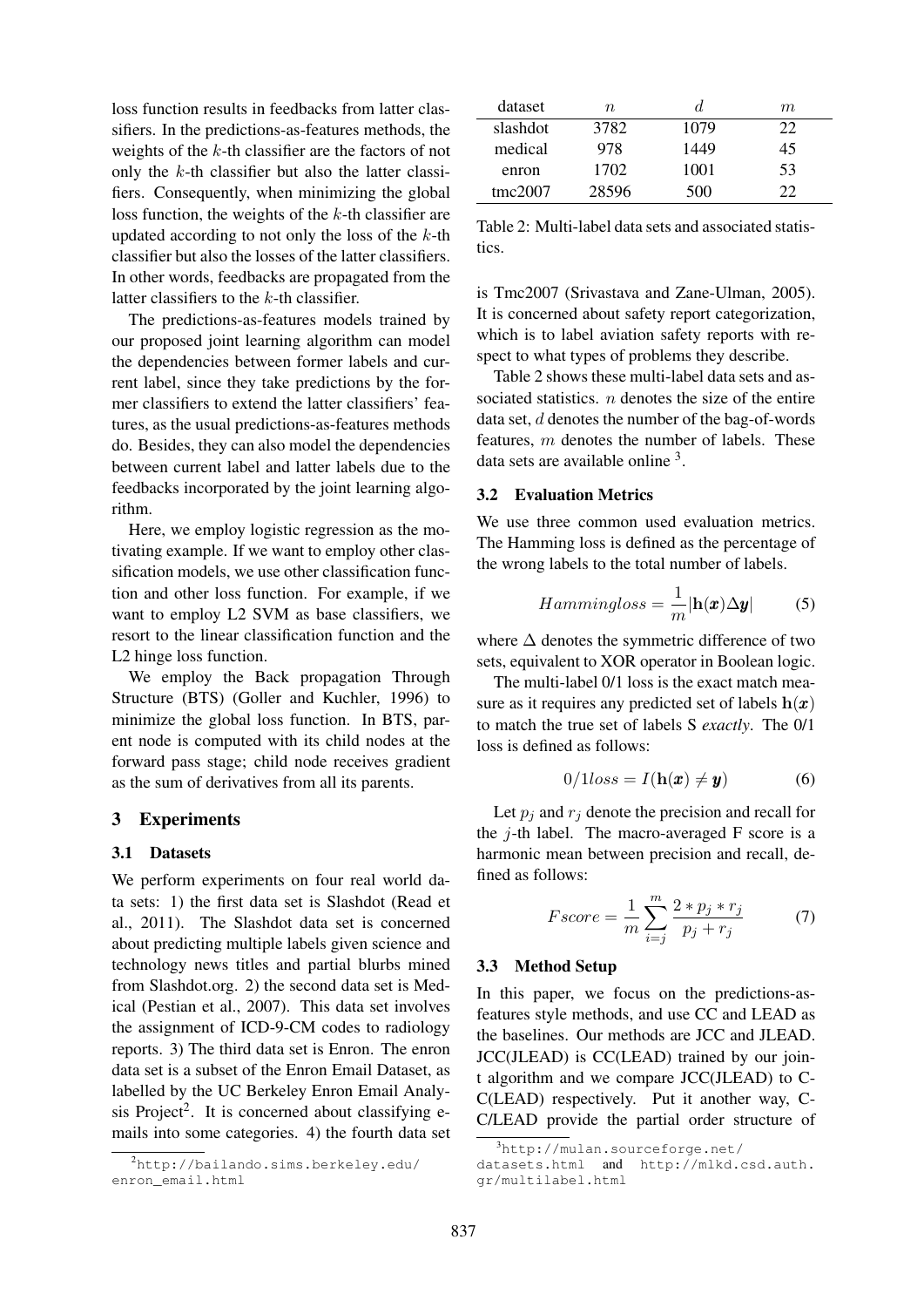loss function results in feedbacks from latter classifiers. In the predictions-as-features methods, the weights of the $k$-th classifier are the factors of not only the $k$-th classifier but also the latter classifiers. Consequently, when minimizing the global loss function, the weights of the $k$-th classifier are updated according to not only the loss of the $k$-th classifier but also the losses of the latter classifiers. In other words, feedbacks are propagated from the latter classifiers to the $k$-th classifier.

The predictions-as-features models trained by our proposed joint learning algorithm can model the dependencies between former labels and current label, since they take predictions by the former classifiers to extend the latter classifiers' features, as the usual predictions-as-features methods do. Besides, they can also model the dependencies between current label and latter labels due to the feedbacks incorporated by the joint learning algorithm.

Here, we employ logistic regression as the motivating example. If we want to employ other classification models, we use other classification function and other loss function. For example, if we want to employ L2 SVM as base classifiers, we resort to the linear classification function and the L2 hinge loss function.

We employ the Back propagation Through Structure (BTS) (Goller and Kuchler, 1996) to minimize the global loss function. In BTS, parent node is computed with its child nodes at the forward pass stage; child node receives gradient as the sum of derivatives from all its parents.

## 3 Experiments

### 3.1 Datasets

We perform experiments on four real world data sets: 1) the first data set is Slashdot (Read et al., 2011). The Slashdot data set is concerned about predicting multiple labels given science and technology news titles and partial blurbs mined from Slashdot.org. 2) the second data set is Medical (Pestian et al., 2007). This data set involves the assignment of ICD-9-CM codes to radiology reports. 3) The third data set is Enron. The enron data set is a subset of the Enron Email Dataset, as labelled by the UC Berkeley Enron Email Analysis Project[2]. It is concerned about classifying emails into some categories. 4) the fourth data set is Tmc2007 (Srivastava and Zane-Ulman, 2005). It is concerned about safety report categorization, which is to label aviation safety reports with respect to what types of problems they describe.

| dataset | $n$ | $d$ | $m$ |
|---|---|---|---|
| slashdot | 3782 | 1079 | 22 |
| medical | 978 | 1449 | 45 |
| enron | 1702 | 1001 | 53 |
| tmc2007 | 28596 | 500 | 22 |

Table 2: Multi-label data sets and associated statistics.

Table 2 shows these multi-label data sets and associated statistics. $n$ denotes the size of the entire data set, $d$ denotes the number of the bag-of-words features, $m$ denotes the number of labels. These data sets are available online [3].

### 3.2 Evaluation Metrics

We use three common used evaluation metrics. The Hamming loss is defined as the percentage of the wrong labels to the total number of labels.

$$Hammingloss = \frac{1}{m}|\mathbf{h}(\boldsymbol{x})\Delta\boldsymbol{y}| \tag{5}$$

where $\Delta$ denotes the symmetric difference of two sets, equivalent to XOR operator in Boolean logic.

The multi-label 0/1 loss is the exact match measure as it requires any predicted set of labels $\mathbf{h}(\boldsymbol{x})$ to match the true set of labels S *exactly*. The 0/1 loss is defined as follows:

$$0/1loss = I(\mathbf{h}(\boldsymbol{x}) \neq \boldsymbol{y}) \tag{6}$$

Let $p_j$ and $r_j$ denote the precision and recall for the $j$-th label. The macro-averaged F score is a harmonic mean between precision and recall, defined as follows:

$$Fscore = \frac{1}{m}\sum_{i=j}^{m}\frac{2 * p_j * r_j}{p_j + r_j} \tag{7}$$

### 3.3 Method Setup

In this paper, we focus on the predictions-as-features style methods, and use CC and LEAD as the baselines. Our methods are JCC and JLEAD. JCC(JLEAD) is CC(LEAD) trained by our joint algorithm and we compare JCC(JLEAD) to CC(LEAD) respectively. Put it another way, CC/LEAD provide the partial order structure of

[2] http://bailando.sims.berkeley.edu/enron_email.html

[3] http://mulan.sourceforge.net/datasets.html and http://mlkd.csd.auth.gr/multilabel.html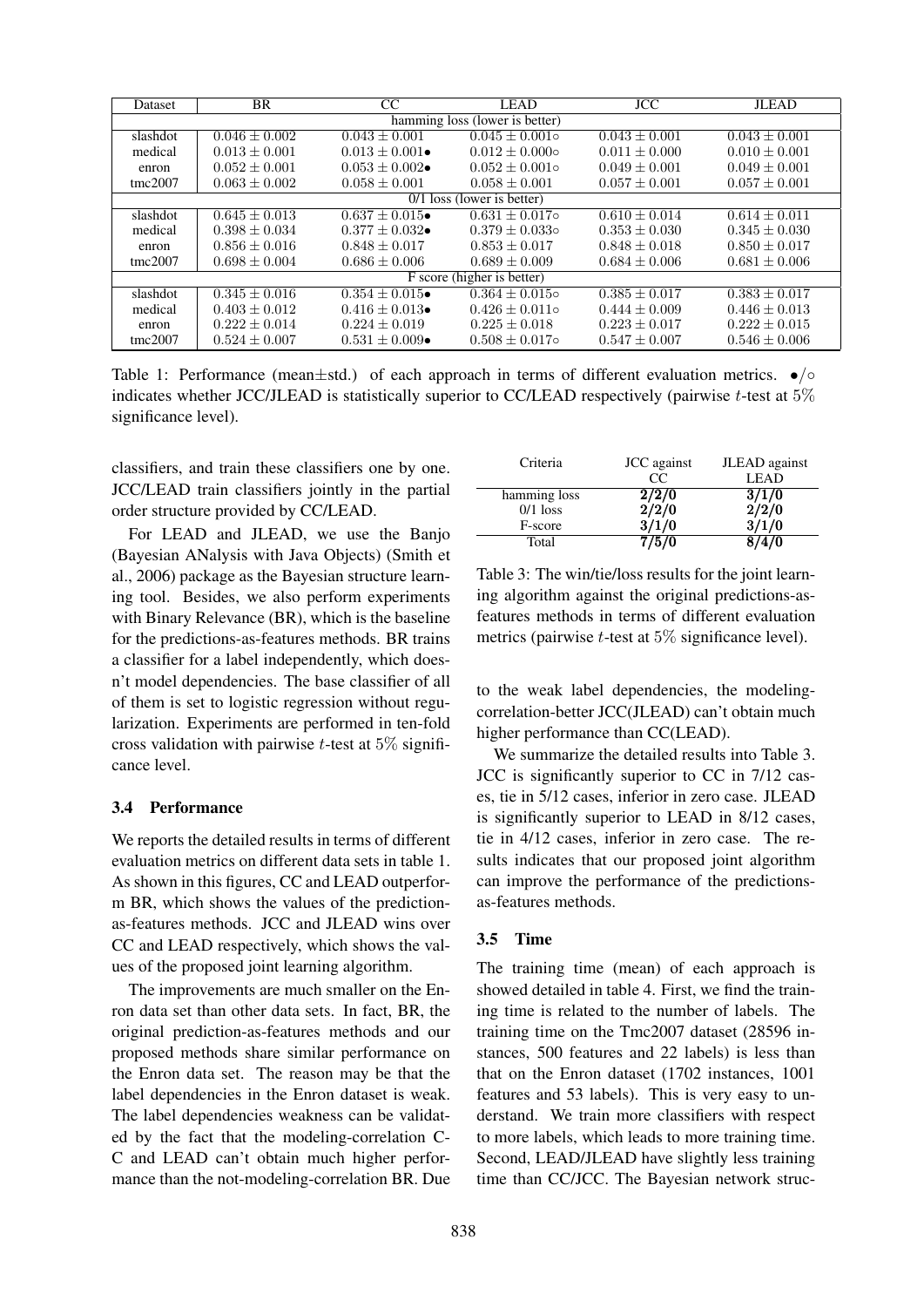| Dataset | BR | CC | LEAD | JCC | JLEAD |
|---|---|---|---|---|---|
| hamming loss (lower is better) | | | | | |
| slashdot | $0.046 \pm 0.002$ | $0.043 \pm 0.001$ | $0.045 \pm 0.001\circ$ | $0.043 \pm 0.001$ | $0.043 \pm 0.001$ |
| medical | $0.013 \pm 0.001$ | $0.013 \pm 0.001\bullet$ | $0.012 \pm 0.000\circ$ | $0.011 \pm 0.000$ | $0.010 \pm 0.001$ |
| enron | $0.052 \pm 0.001$ | $0.053 \pm 0.002\bullet$ | $0.052 \pm 0.001\circ$ | $0.049 \pm 0.001$ | $0.049 \pm 0.001$ |
| tmc2007 | $0.063 \pm 0.002$ | $0.058 \pm 0.001$ | $0.058 \pm 0.001$ | $0.057 \pm 0.001$ | $0.057 \pm 0.001$ |
| 0/1 loss (lower is better) | | | | | |
| slashdot | $0.645 \pm 0.013$ | $0.637 \pm 0.015\bullet$ | $0.631 \pm 0.017\circ$ | $0.610 \pm 0.014$ | $0.614 \pm 0.011$ |
| medical | $0.398 \pm 0.034$ | $0.377 \pm 0.032\bullet$ | $0.379 \pm 0.033\circ$ | $0.353 \pm 0.030$ | $0.345 \pm 0.030$ |
| enron | $0.856 \pm 0.016$ | $0.848 \pm 0.017$ | $0.853 \pm 0.017$ | $0.848 \pm 0.018$ | $0.850 \pm 0.017$ |
| tmc2007 | $0.698 \pm 0.004$ | $0.686 \pm 0.006$ | $0.689 \pm 0.009$ | $0.684 \pm 0.006$ | $0.681 \pm 0.006$ |
| F score (higher is better) | | | | | |
| slashdot | $0.345 \pm 0.016$ | $0.354 \pm 0.015\bullet$ | $0.364 \pm 0.015\circ$ | $0.385 \pm 0.017$ | $0.383 \pm 0.017$ |
| medical | $0.403 \pm 0.012$ | $0.416 \pm 0.013\bullet$ | $0.426 \pm 0.011\circ$ | $0.444 \pm 0.009$ | $0.446 \pm 0.013$ |
| enron | $0.222 \pm 0.014$ | $0.224 \pm 0.019$ | $0.225 \pm 0.018$ | $0.223 \pm 0.017$ | $0.222 \pm 0.015$ |
| tmc2007 | $0.524 \pm 0.007$ | $0.531 \pm 0.009\bullet$ | $0.508 \pm 0.017\circ$ | $0.547 \pm 0.007$ | $0.546 \pm 0.006$ |

Table 1: Performance (mean$\pm$std.) of each approach in terms of different evaluation metrics. $\bullet/\circ$ indicates whether JCC/JLEAD is statistically superior to CC/LEAD respectively (pairwise $t$-test at $5\%$ significance level).

classifiers, and train these classifiers one by one. JCC/LEAD train classifiers jointly in the partial order structure provided by CC/LEAD.

For LEAD and JLEAD, we use the Banjo (Bayesian ANalysis with Java Objects) (Smith et al., 2006) package as the Bayesian structure learning tool. Besides, we also perform experiments with Binary Relevance (BR), which is the baseline for the predictions-as-features methods. BR trains a classifier for a label independently, which doesn't model dependencies. The base classifier of all of them is set to logistic regression without regularization. Experiments are performed in ten-fold cross validation with pairwise $t$-test at $5\%$ significance level.

### 3.4 Performance

We reports the detailed results in terms of different evaluation metrics on different data sets in table 1. As shown in this figures, CC and LEAD outperform BR, which shows the values of the prediction-as-features methods. JCC and JLEAD wins over CC and LEAD respectively, which shows the values of the proposed joint learning algorithm.

The improvements are much smaller on the Enron data set than other data sets. In fact, BR, the original prediction-as-features methods and our proposed methods share similar performance on the Enron data set. The reason may be that the label dependencies in the Enron dataset is weak. The label dependencies weakness can be validated by the fact that the modeling-correlation CC and LEAD can't obtain much higher performance than the not-modeling-correlation BR. Due to the weak label dependencies, the modeling-correlation-better JCC(JLEAD) can't obtain much higher performance than CC(LEAD).

| Criteria | JCC against CC | JLEAD against LEAD |
|---|---|---|
| hamming loss | **2/2/0** | **3/1/0** |
| 0/1 loss | **2/2/0** | **2/2/0** |
| F-score | **3/1/0** | **3/1/0** |
| Total | **7/5/0** | **8/4/0** |

Table 3: The win/tie/loss results for the joint learning algorithm against the original predictions-as-features methods in terms of different evaluation metrics (pairwise $t$-test at $5\%$ significance level).

We summarize the detailed results into Table 3. JCC is significantly superior to CC in 7/12 cases, tie in 5/12 cases, inferior in zero case. JLEAD is significantly superior to LEAD in 8/12 cases, tie in 4/12 cases, inferior in zero case. The results indicates that our proposed joint algorithm can improve the performance of the predictions-as-features methods.

### 3.5 Time

The training time (mean) of each approach is showed detailed in table 4. First, we find the training time is related to the number of labels. The training time on the Tmc2007 dataset (28596 instances, 500 features and 22 labels) is less than that on the Enron dataset (1702 instances, 1001 features and 53 labels). This is very easy to understand. We train more classifiers with respect to more labels, which leads to more training time. Second, LEAD/JLEAD have slightly less training time than CC/JCC. The Bayesian network struc-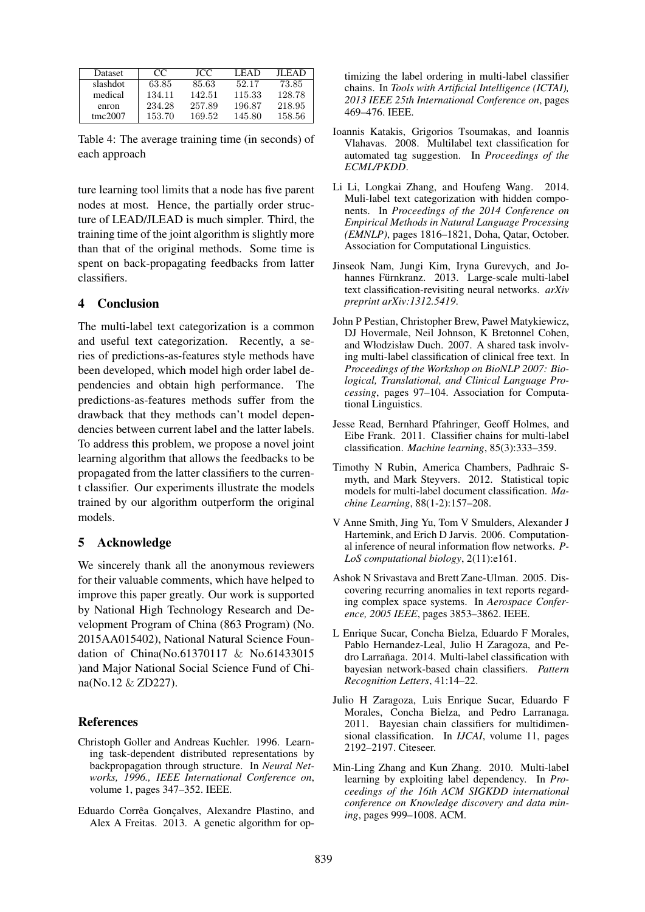| Dataset | CC | JCC | LEAD | JLEAD |
|---|---|---|---|---|
| slashdot | 63.85 | 85.63 | 52.17 | 73.85 |
| medical | 134.11 | 142.51 | 115.33 | 128.78 |
| enron | 234.28 | 257.89 | 196.87 | 218.95 |
| tmc2007 | 153.70 | 169.52 | 145.80 | 158.56 |

Table 4: The average training time (in seconds) of each approach

ture learning tool limits that a node has five parent nodes at most. Hence, the partially order structure of LEAD/JLEAD is much simpler. Third, the training time of the joint algorithm is slightly more than that of the original methods. Some time is spent on back-propagating feedbacks from latter classifiers.

## 4 Conclusion

The multi-label text categorization is a common and useful text categorization. Recently, a series of predictions-as-features style methods have been developed, which model high order label dependencies and obtain high performance. The predictions-as-features methods suffer from the drawback that they methods can't model dependencies between current label and the latter labels. To address this problem, we propose a novel joint learning algorithm that allows the feedbacks to be propagated from the latter classifiers to the current classifier. Our experiments illustrate the models trained by our algorithm outperform the original models.

## 5 Acknowledge

We sincerely thank all the anonymous reviewers for their valuable comments, which have helped to improve this paper greatly. Our work is supported by National High Technology Research and Development Program of China (863 Program) (No. 2015AA015402), National Natural Science Foundation of China(No.61370117 & No.61433015 )and Major National Social Science Fund of China(No.12 & ZD227).

## References

Christoph Goller and Andreas Kuchler. 1996. Learning task-dependent distributed representations by backpropagation through structure. In *Neural Networks, 1996., IEEE International Conference on*, volume 1, pages 347–352. IEEE.

Eduardo Corrêa Gonçalves, Alexandre Plastino, and Alex A Freitas. 2013. A genetic algorithm for optimizing the label ordering in multi-label classifier chains. In *Tools with Artificial Intelligence (ICTAI), 2013 IEEE 25th International Conference on*, pages 469–476. IEEE.

Ioannis Katakis, Grigorios Tsoumakas, and Ioannis Vlahavas. 2008. Multilabel text classification for automated tag suggestion. In *Proceedings of the ECML/PKDD*.

Li Li, Longkai Zhang, and Houfeng Wang. 2014. Muli-label text categorization with hidden components. In *Proceedings of the 2014 Conference on Empirical Methods in Natural Language Processing (EMNLP)*, pages 1816–1821, Doha, Qatar, October. Association for Computational Linguistics.

Jinseok Nam, Jungi Kim, Iryna Gurevych, and Johannes Fürnkranz. 2013. Large-scale multi-label text classification-revisiting neural networks. *arXiv preprint arXiv:1312.5419*.

John P Pestian, Christopher Brew, Paweł Matykiewicz, DJ Hovermale, Neil Johnson, K Bretonnel Cohen, and Włodzisław Duch. 2007. A shared task involving multi-label classification of clinical free text. In *Proceedings of the Workshop on BioNLP 2007: Biological, Translational, and Clinical Language Processing*, pages 97–104. Association for Computational Linguistics.

Jesse Read, Bernhard Pfahringer, Geoff Holmes, and Eibe Frank. 2011. Classifier chains for multi-label classification. *Machine learning*, 85(3):333–359.

Timothy N Rubin, America Chambers, Padhraic Smyth, and Mark Steyvers. 2012. Statistical topic models for multi-label document classification. *Machine Learning*, 88(1-2):157–208.

V Anne Smith, Jing Yu, Tom V Smulders, Alexander J Hartemink, and Erich D Jarvis. 2006. Computational inference of neural information flow networks. *PLoS computational biology*, 2(11):e161.

Ashok N Srivastava and Brett Zane-Ulman. 2005. Discovering recurring anomalies in text reports regarding complex space systems. In *Aerospace Conference, 2005 IEEE*, pages 3853–3862. IEEE.

L Enrique Sucar, Concha Bielza, Eduardo F Morales, Pablo Hernandez-Leal, Julio H Zaragoza, and Pedro Larrañaga. 2014. Multi-label classification with bayesian network-based chain classifiers. *Pattern Recognition Letters*, 41:14–22.

Julio H Zaragoza, Luis Enrique Sucar, Eduardo F Morales, Concha Bielza, and Pedro Larranaga. 2011. Bayesian chain classifiers for multidimensional classification. In *IJCAI*, volume 11, pages 2192–2197. Citeseer.

Min-Ling Zhang and Kun Zhang. 2010. Multi-label learning by exploiting label dependency. In *Proceedings of the 16th ACM SIGKDD international conference on Knowledge discovery and data mining*, pages 999–1008. ACM.